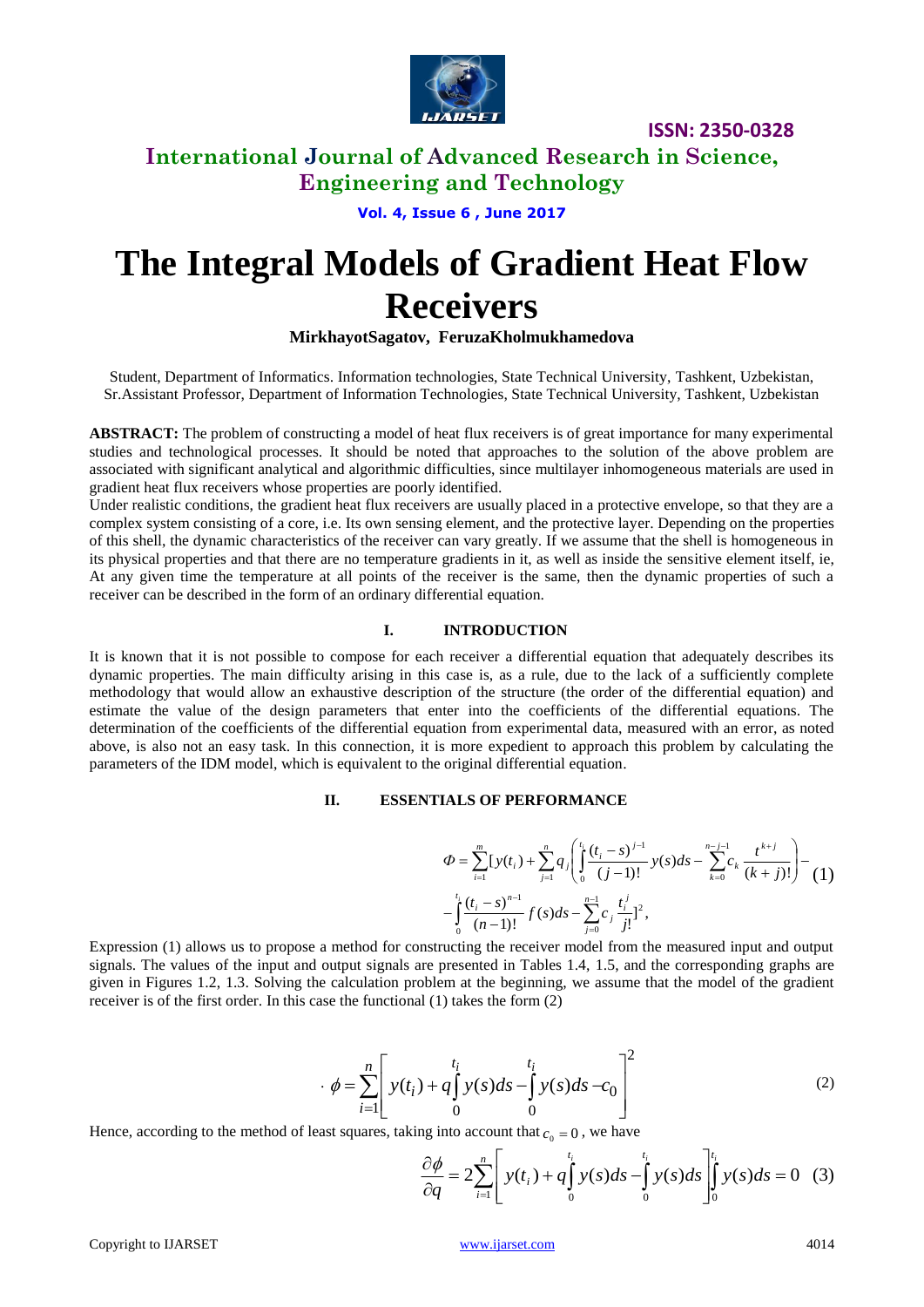# The Integral Models of Gradient Heat Flow Receivers

**MirkhayotSagatov, FeruzaKholmukhamedova**

Student, Department of Informatics. Information technologies, State Technical University, Tashkent, Uzbekistan,
Sr.Assistant Professor, Department of Information Technologies, State Technical University, Tashkent, Uzbekistan

**ABSTRACT:** The problem of constructing a model of heat flux receivers is of great importance for many experimental studies and technological processes. It should be noted that approaches to the solution of the above problem are associated with significant analytical and algorithmic difficulties, since multilayer inhomogeneous materials are used in gradient heat flux receivers whose properties are poorly identified.

Under realistic conditions, the gradient heat flux receivers are usually placed in a protective envelope, so that they are a complex system consisting of a core, i.e. Its own sensing element, and the protective layer. Depending on the properties of this shell, the dynamic characteristics of the receiver can vary greatly. If we assume that the shell is homogeneous in its physical properties and that there are no temperature gradients in it, as well as inside the sensitive element itself, ie, At any given time the temperature at all points of the receiver is the same, then the dynamic properties of such a receiver can be described in the form of an ordinary differential equation.

## I. INTRODUCTION

It is known that it is not possible to compose for each receiver a differential equation that adequately describes its dynamic properties. The main difficulty arising in this case is, as a rule, due to the lack of a sufficiently complete methodology that would allow an exhaustive description of the structure (the order of the differential equation) and estimate the value of the design parameters that enter into the coefficients of the differential equations. The determination of the coefficients of the differential equation from experimental data, measured with an error, as noted above, is also not an easy task. In this connection, it is more expedient to approach this problem by calculating the parameters of the IDM model, which is equivalent to the original differential equation.

## II. ESSENTIALS OF PERFORMANCE

$$\Phi = \sum_{i=1}^{m}[y(t_i) + \sum_{j=1}^{n} q_j \left( \int_0^{t_i} \frac{(t_i - s)^{j-1}}{(j-1)!} y(s)ds - \sum_{k=0}^{n-j-1} c_k \frac{t^{k+j}}{(k+j)!} \right) - \\ - \int_0^{t_i} \frac{(t_i - s)^{n-1}}{(n-1)!} f(s)ds - \sum_{j=0}^{n-1} c_j \frac{t_i^j}{j!}]^2, \quad (1)$$

Expression (1) allows us to propose a method for constructing the receiver model from the measured input and output signals. The values of the input and output signals are presented in Tables 1.4, 1.5, and the corresponding graphs are given in Figures 1.2, 1.3. Solving the calculation problem at the beginning, we assume that the model of the gradient receiver is of the first order. In this case the functional (1) takes the form (2)

$$\phi = \sum_{i=1}^{n} \left[ y(t_i) + q\int_0^{t_i} y(s)ds - \int_0^{t_i} y(s)ds - c_0 \right]^2 \quad (2)$$

Hence, according to the method of least squares, taking into account that $c_0 = 0$, we have

$$\frac{\partial \phi}{\partial q} = 2\sum_{i=1}^{n} \left[ y(t_i) + q\int_0^{t_i} y(s)ds - \int_0^{t_i} y(s)ds \right] \int_0^{t_i} y(s)ds = 0 \quad (3)$$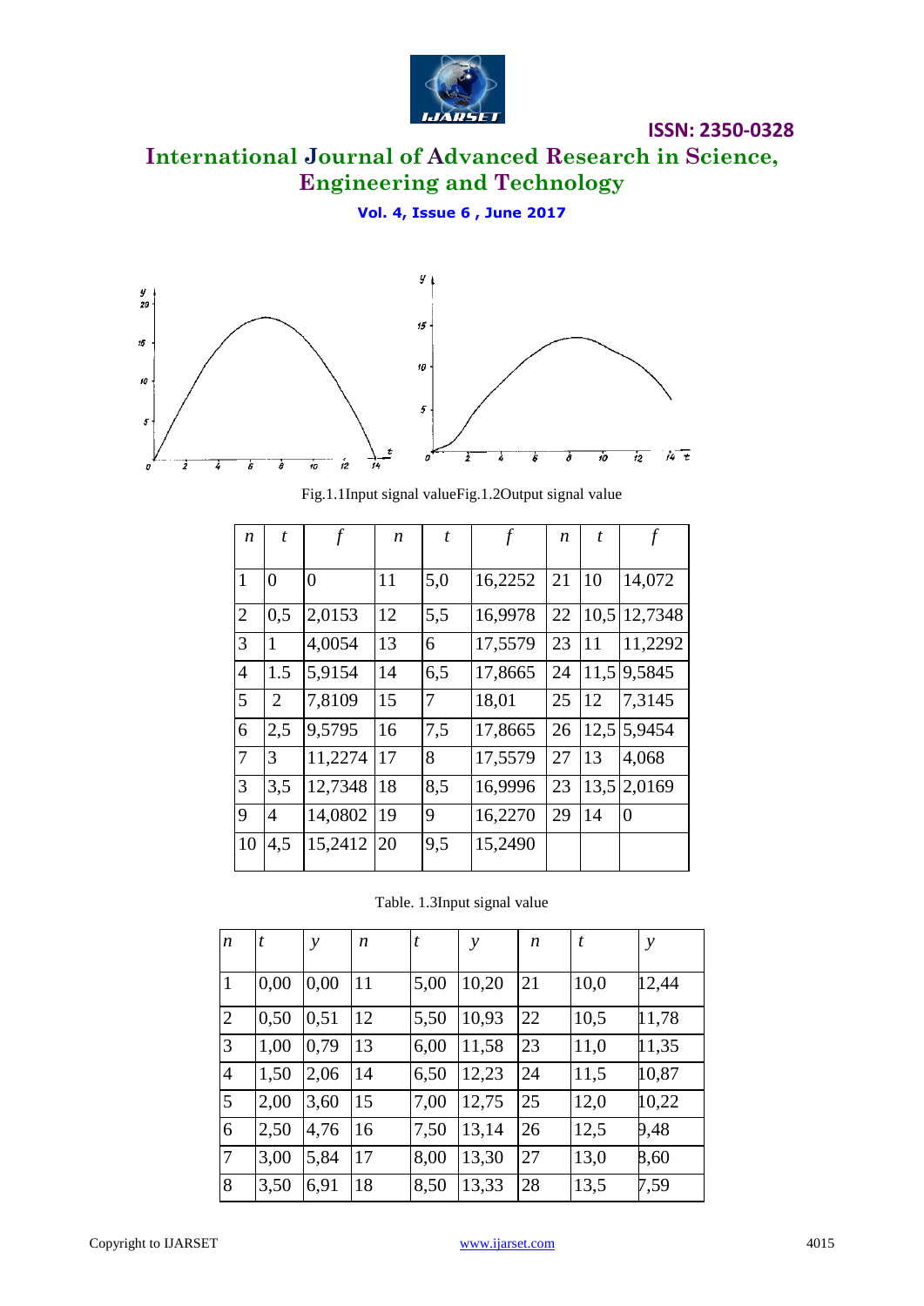Fig.1.1Input signal valueFig.1.2Output signal value

| $n$ | $t$ | $f$ | $n$ | $t$ | $f$ | $n$ | $t$ | $f$ |
|---|---|---|---|---|---|---|---|---|
| 1 | 0 | 0 | 11 | 5,0 | 16,2252 | 21 | 10 | 14,072 |
| 2 | 0,5 | 2,0153 | 12 | 5,5 | 16,9978 | 22 | 10,5 | 12,7348 |
| 3 | 1 | 4,0054 | 13 | 6 | 17,5579 | 23 | 11 | 11,2292 |
| 4 | 1.5 | 5,9154 | 14 | 6,5 | 17,8665 | 24 | 11,5 | 9,5845 |
| 5 | 2 | 7,8109 | 15 | 7 | 18,01 | 25 | 12 | 7,3145 |
| 6 | 2,5 | 9,5795 | 16 | 7,5 | 17,8665 | 26 | 12,5 | 5,9454 |
| 7 | 3 | 11,2274 | 17 | 8 | 17,5579 | 27 | 13 | 4,068 |
| 3 | 3,5 | 12,7348 | 18 | 8,5 | 16,9996 | 23 | 13,5 | 2,0169 |
| 9 | 4 | 14,0802 | 19 | 9 | 16,2270 | 29 | 14 | 0 |
| 10 | 4,5 | 15,2412 | 20 | 9,5 | 15,2490 | | | |

Table. 1.3Input signal value

| $n$ | $t$ | $y$ | $n$ | $t$ | $y$ | $n$ | $t$ | $y$ |
|---|---|---|---|---|---|---|---|---|
| 1 | 0,00 | 0,00 | 11 | 5,00 | 10,20 | 21 | 10,0 | 12,44 |
| 2 | 0,50 | 0,51 | 12 | 5,50 | 10,93 | 22 | 10,5 | 11,78 |
| 3 | 1,00 | 0,79 | 13 | 6,00 | 11,58 | 23 | 11,0 | 11,35 |
| 4 | 1,50 | 2,06 | 14 | 6,50 | 12,23 | 24 | 11,5 | 10,87 |
| 5 | 2,00 | 3,60 | 15 | 7,00 | 12,75 | 25 | 12,0 | 10,22 |
| 6 | 2,50 | 4,76 | 16 | 7,50 | 13,14 | 26 | 12,5 | 9,48 |
| 7 | 3,00 | 5,84 | 17 | 8,00 | 13,30 | 27 | 13,0 | 8,60 |
| 8 | 3,50 | 6,91 | 18 | 8,50 | 13,33 | 28 | 13,5 | 7,59 |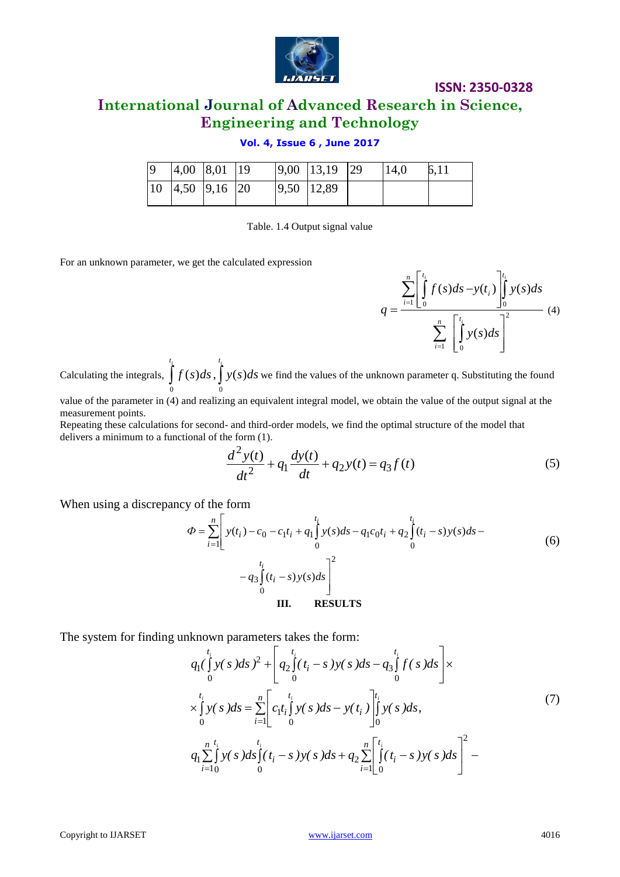| 9 | 4,00 | 8,01 | 19 | 9,00 | 13,19 | 29 | 14,0 | 6,11 |
|---|---|---|---|---|---|---|---|---|
| 10 | 4,50 | 9,16 | 20 | 9,50 | 12,89 | | | |

Table. 1.4 Output signal value

For an unknown parameter, we get the calculated expression

$$q = \frac{\sum_{i=1}^{n}\left[\int_0^{t_i} f(s)ds - y(t_i)\right]\int_0^{t_i} y(s)ds}{\sum_{i=1}^{n}\left[\int_0^{t_i} y(s)ds\right]^2} \quad (4)$$

Calculating the integrals, $\int_0^{t_i} f(s)ds$, $\int_0^{t_i} y(s)ds$ we find the values of the unknown parameter q. Substituting the found value of the parameter in (4) and realizing an equivalent integral model, we obtain the value of the output signal at the measurement points.

Repeating these calculations for second- and third-order models, we find the optimal structure of the model that delivers a minimum to a functional of the form (1).

$$\frac{d^2y(t)}{dt^2} + q_1\frac{dy(t)}{dt} + q_2 y(t) = q_3 f(t) \quad (5)$$

When using a discrepancy of the form

$$\Phi = \sum_{i=1}^{n}\left[y(t_i) - c_0 - c_1 t_i + q_1\int_0^{t_i} y(s)ds - q_1 c_0 t_i + q_2\int_0^{t_i}(t_i - s)y(s)ds - q_3\int_0^{t_i}(t_i - s)y(s)ds\right]^2 \quad (6)$$

## III. RESULTS

The system for finding unknown parameters takes the form:

$$\begin{aligned} & q_1\left(\int_0^{t_i} y(s)ds\right)^2 + \left[q_2\int_0^{t_i}(t_i - s)y(s)ds - q_3\int_0^{t_i} f(s)ds\right] \times \\ & \times \int_0^{t_i} y(s)ds = \sum_{i=1}^{n}\left[c_1 t_i \int_0^{t_i} y(s)ds - y(t_i)\right]\int_0^{t_i} y(s)ds, \\ & q_1\sum_{i=1}^{n}\int_0^{t_i} y(s)ds\int_0^{t_i}(t_i - s)y(s)ds + q_2\sum_{i=1}^{n}\left[\int_0^{t_i}(t_i - s)y(s)ds\right]^2 - \end{aligned} \quad (7)$$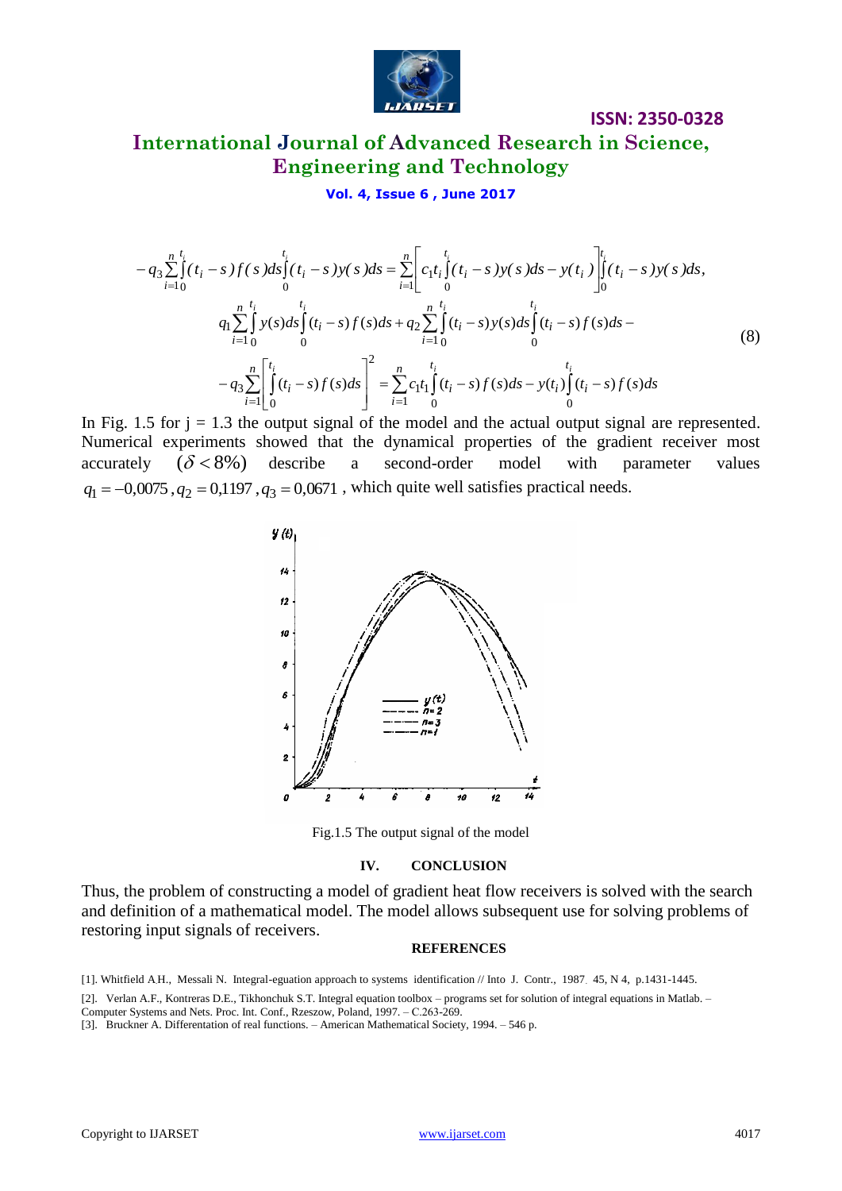$$
-q_3 \sum_{i=1}^{n} \int_0^{t_i} (t_i - s) f(s) ds \int_0^{t_i} (t_i - s) y(s) ds = \sum_{i=1}^{n} \left[ c_1 t_i \int_0^{t_i} (t_i - s) y(s) ds - y(t_i) \right] \int_0^{t_i} (t_i - s) y(s) ds,
$$

$$
q_1 \sum_{i=1}^{n} \int_0^{t_i} y(s) ds \int_0^{t_i} (t_i - s) f(s) ds + q_2 \sum_{i=1}^{n} \int_0^{t_i} (t_i - s) y(s) ds \int_0^{t_i} (t_i - s) f(s) ds -
$$

$$
- q_3 \sum_{i=1}^{n} \left[ \int_0^{t_i} (t_i - s) f(s) ds \right]^2 = \sum_{i=1}^{n} c_1 t_1 \int_0^{t_i} (t_i - s) f(s) ds - y(t_i) \int_0^{t_i} (t_i - s) f(s) ds \qquad (8)
$$

In Fig. 1.5 for j = 1.3 the output signal of the model and the actual output signal are represented. Numerical experiments showed that the dynamical properties of the gradient receiver most accurately $(\delta < 8\%)$ describe a second-order model with parameter values $q_1 = -0{,}0075$, $q_2 = 0{,}1197$, $q_3 = 0{,}0671$, which quite well satisfies practical needs.

Fig.1.5 The output signal of the model

## IV. CONCLUSION

Thus, the problem of constructing a model of gradient heat flow receivers is solved with the search and definition of a mathematical model. The model allows subsequent use for solving problems of restoring input signals of receivers.

## REFERENCES

[1]. Whitfield A.H., Messali N. Integral-eguation approach to systems identification // Into J. Contr., 1987. 45, N 4, p.1431-1445.

[2]. Verlan A.F., Kontreras D.E., Tikhonchuk S.T. Integral equation toolbox – programs set for solution of integral equations in Matlab. – Computer Systems and Nets. Proc. Int. Conf., Rzeszow, Poland, 1997. – C.263-269.

[3]. Bruckner A. Differentation of real functions. – American Mathematical Society, 1994. – 546 p.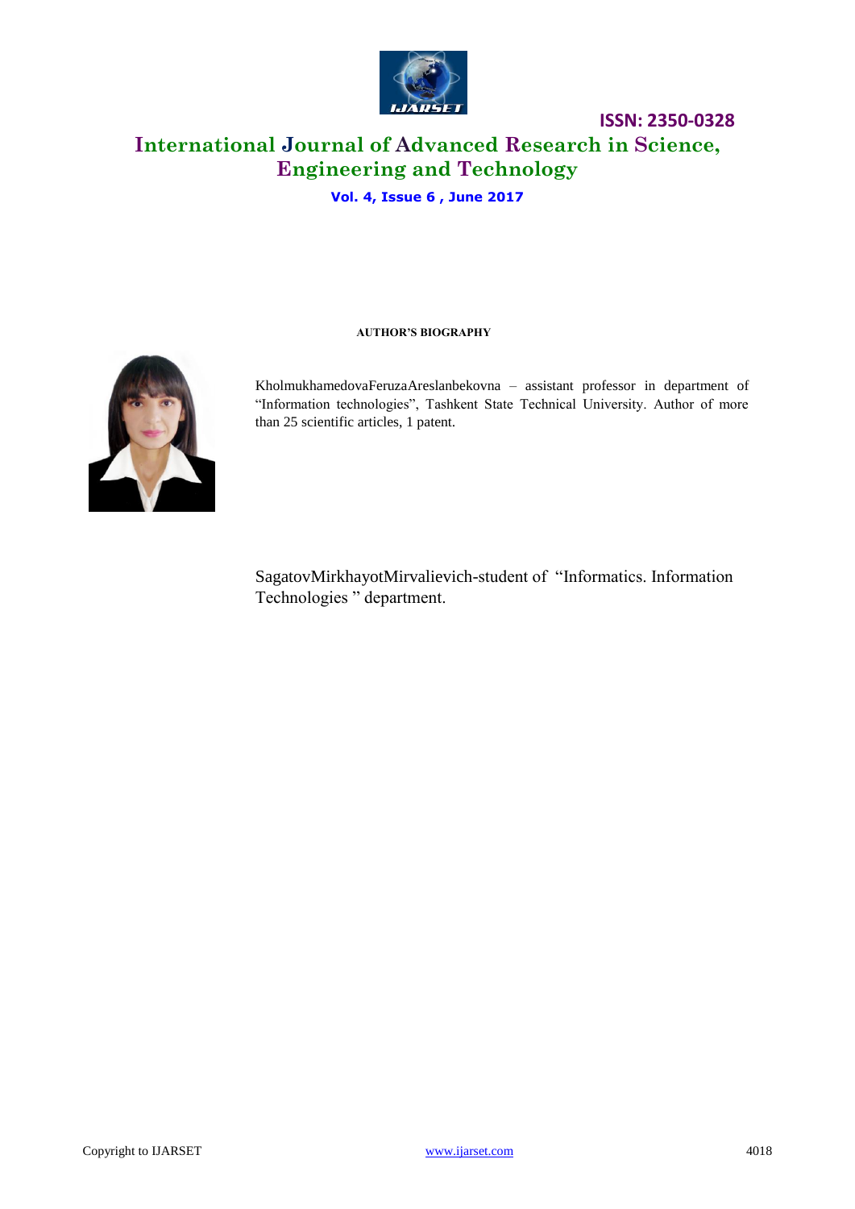**AUTHOR'S BIOGRAPHY**

KholmukhamedovaFeruzaAreslanbekovna – assistant professor in department of "Information technologies", Tashkent State Technical University. Author of more than 25 scientific articles, 1 patent.

SagatovMirkhayotMirvalievich-student of "Informatics. Information Technologies " department.